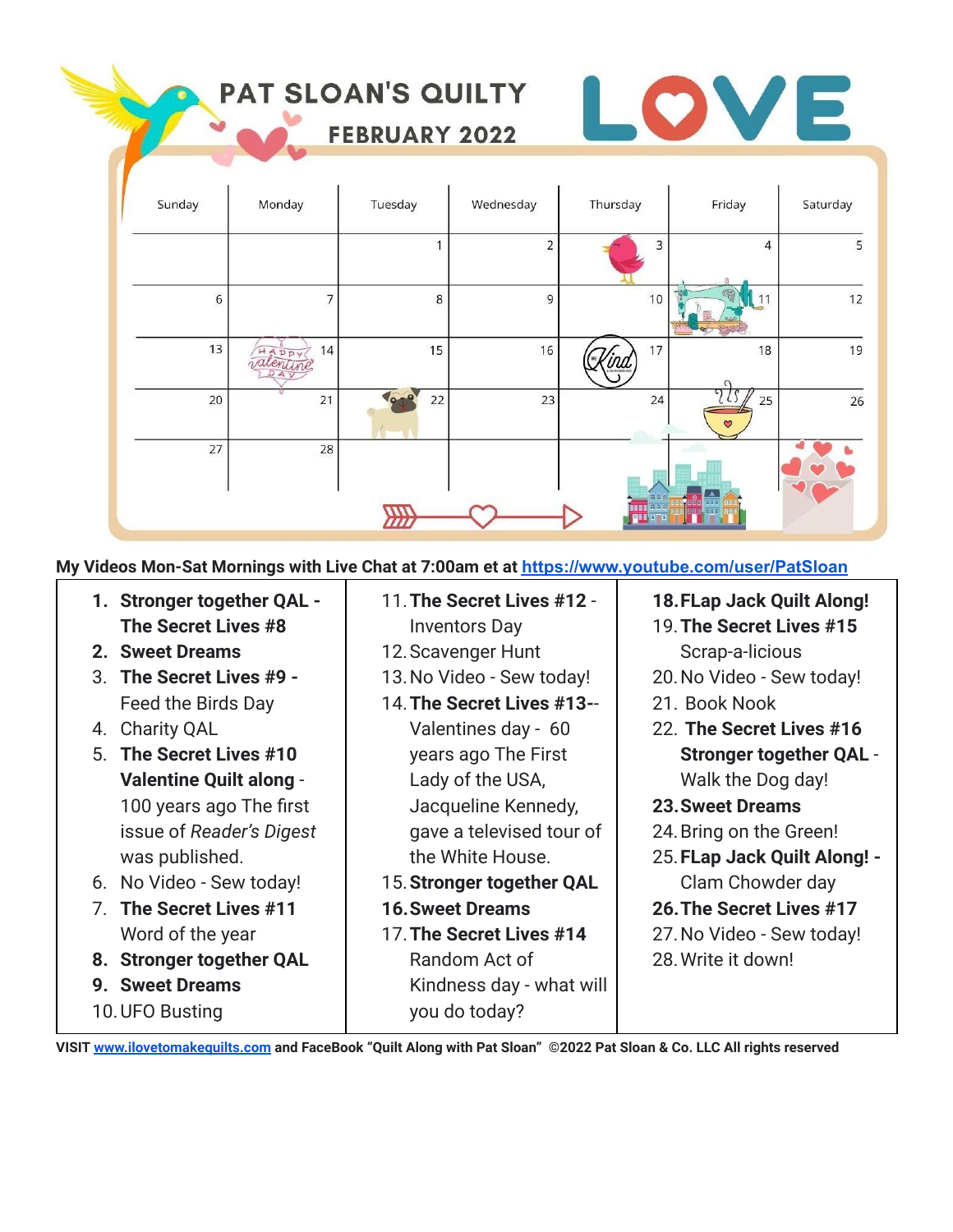# PAT SLOAN'S QUILTY LOVE

## FEBRUARY 2022

| Sunday | Monday | Tuesday | Wednesday | Thursday | Friday | Saturday |
|---|---|---|---|---|---|---|
| | | 1 | 2 | 3 | 4 | 5 |
| 6 | 7 | 8 | 9 | 10 | 11 | 12 |
| 13 | 14 | 15 | 16 | 17 | 18 | 19 |
| 20 | 21 | 22 | 23 | 24 | 25 | 26 |
| 27 | 28 | | | | | |

**My Videos Mon-Sat Mornings with Live Chat at 7:00am et at [https://www.youtube.com/user/PatSloan](https://www.youtube.com/user/PatSloan)**

1. **Stronger together QAL - The Secret Lives #8**
2. **Sweet Dreams**
3. **The Secret Lives #9 -** Feed the Birds Day
4. Charity QAL
5. **The Secret Lives #10 Valentine Quilt along** - 100 years ago The first issue of *Reader's Digest* was published.
6. No Video - Sew today!
7. **The Secret Lives #11** Word of the year
8. **Stronger together QAL**
9. **Sweet Dreams**
10. UFO Busting
11. **The Secret Lives #12** - Inventors Day
12. Scavenger Hunt
13. No Video - Sew today!
14. **The Secret Lives #13**-- Valentines day - 60 years ago The First Lady of the USA, Jacqueline Kennedy, gave a televised tour of the White House.
15. **Stronger together QAL**
16. **Sweet Dreams**
17. **The Secret Lives #14** Random Act of Kindness day - what will you do today?
18. **FLap Jack Quilt Along!**
19. **The Secret Lives #15** Scrap-a-licious
20. No Video - Sew today!
21. Book Nook
22. **The Secret Lives #16 Stronger together QAL** - Walk the Dog day!
23. **Sweet Dreams**
24. Bring on the Green!
25. **FLap Jack Quilt Along! -** Clam Chowder day
26. **The Secret Lives #17**
27. No Video - Sew today!
28. Write it down!

**VISIT [www.ilovetomakequilts.com](http://www.ilovetomakequilts.com) and FaceBook "Quilt Along with Pat Sloan" ©2022 Pat Sloan & Co. LLC All rights reserved**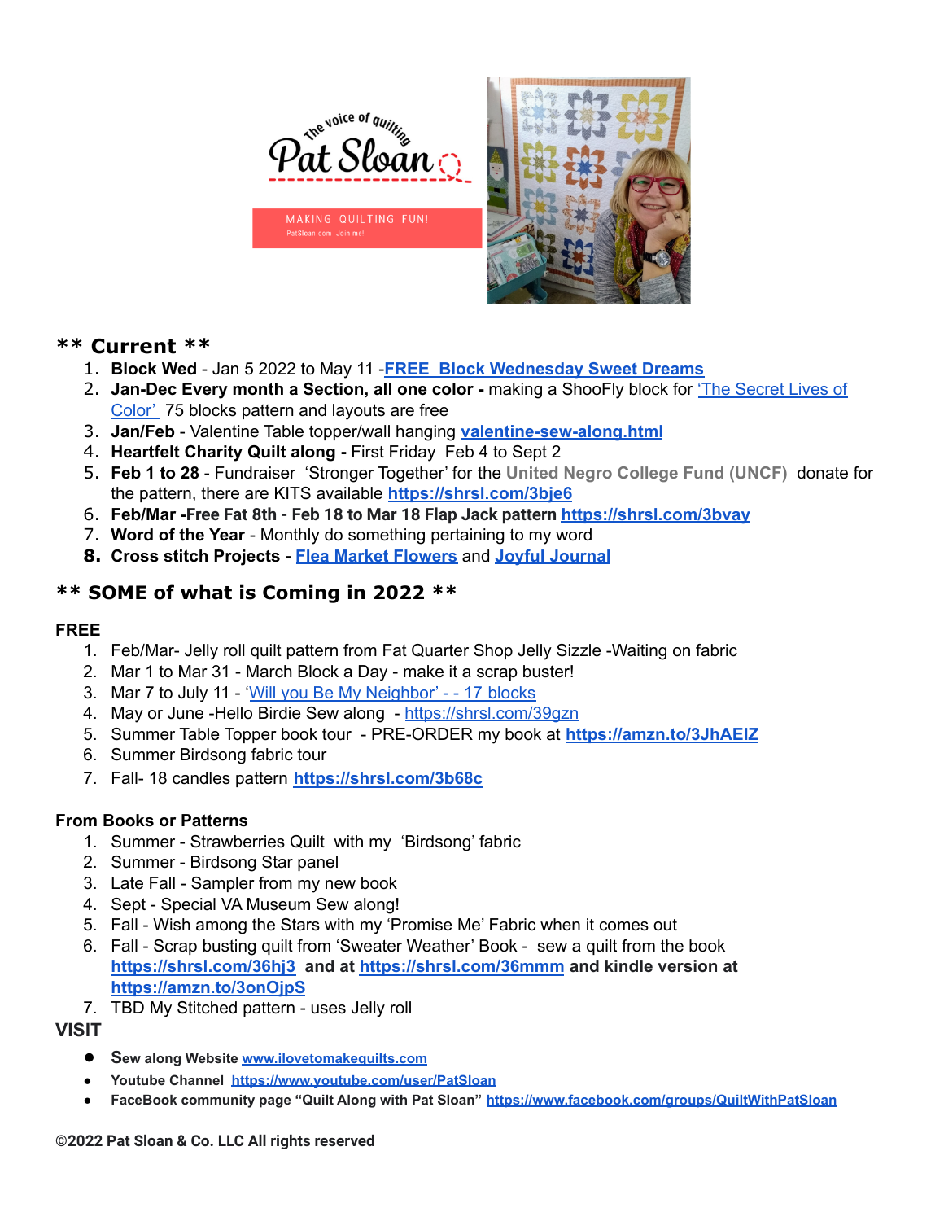## ** Current **

1. **Block Wed** - Jan 5 2022 to May 11 -**FREE Block Wednesday Sweet Dreams**
2. **Jan-Dec Every month a Section, all one color -** making a ShooFly block for 'The Secret Lives of Color' 75 blocks pattern and layouts are free
3. **Jan/Feb** - Valentine Table topper/wall hanging **valentine-sew-along.html**
4. **Heartfelt Charity Quilt along -** First Friday Feb 4 to Sept 2
5. **Feb 1 to 28** - Fundraiser 'Stronger Together' for the **United Negro College Fund (UNCF)** donate for the pattern, there are KITS available **https://shrsl.com/3bje6**
6. **Feb/Mar -Free Fat 8th - Feb 18 to Mar 18 Flap Jack pattern https://shrsl.com/3bvay**
7. **Word of the Year** - Monthly do something pertaining to my word
8. **Cross stitch Projects - Flea Market Flowers** and **Joyful Journal**

## ** SOME of what is Coming in 2022 **

### FREE

1. Feb/Mar- Jelly roll quilt pattern from Fat Quarter Shop Jelly Sizzle -Waiting on fabric
2. Mar 1 to Mar 31 - March Block a Day - make it a scrap buster!
3. Mar 7 to July 11 - 'Will you Be My Neighbor' - - 17 blocks
4. May or June -Hello Birdie Sew along - https://shrsl.com/39gzn
5. Summer Table Topper book tour - PRE-ORDER my book at **https://amzn.to/3JhAElZ**
6. Summer Birdsong fabric tour
7. Fall- 18 candles pattern **https://shrsl.com/3b68c**

### From Books or Patterns

1. Summer - Strawberries Quilt with my 'Birdsong' fabric
2. Summer - Birdsong Star panel
3. Late Fall - Sampler from my new book
4. Sept - Special VA Museum Sew along!
5. Fall - Wish among the Stars with my 'Promise Me' Fabric when it comes out
6. Fall - Scrap busting quilt from 'Sweater Weather' Book - sew a quilt from the book **https://shrsl.com/36hj3 and at https://shrsl.com/36mmm and kindle version at https://amzn.to/3onOjpS**
7. TBD My Stitched pattern - uses Jelly roll

### VISIT

- **Sew along Website www.ilovetomakequilts.com**
- **Youtube Channel https://www.youtube.com/user/PatSloan**
- **FaceBook community page "Quilt Along with Pat Sloan" https://www.facebook.com/groups/QuiltWithPatSloan**

**©2022 Pat Sloan & Co. LLC All rights reserved**